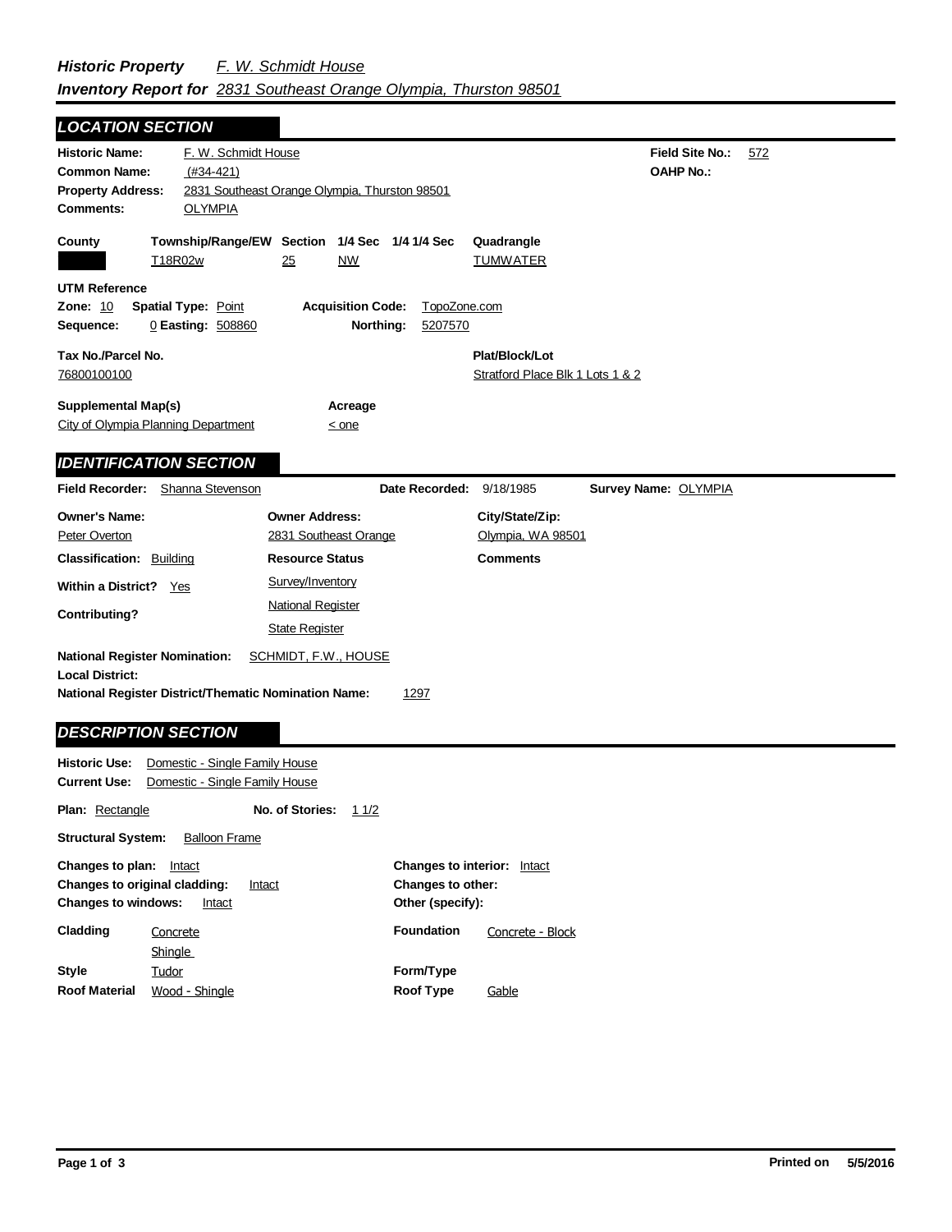***Historic Property Inventory Report for*** *F. W. Schmidt House*
*2831 Southeast Orange Olympia, Thurston 98501*

## LOCATION SECTION

**Historic Name:** F. W. Schmidt House
**Common Name:** (#34-421)
**Property Address:** 2831 Southeast Orange Olympia, Thurston 98501
**Comments:** OLYMPIA

**Field Site No.:** 572
**OAHP No.:**

| County | Township/Range/EW | Section | 1/4 Sec | 1/4 1/4 Sec | Quadrangle |
|---|---|---|---|---|---|
| | T18R02w | 25 | NW | | TUMWATER |

**UTM Reference**
**Zone:** 10 **Spatial Type:** Point **Acquisition Code:** TopoZone.com
**Sequence:** 0 **Easting:** 508860 **Northing:** 5207570

**Tax No./Parcel No.**
76800100100

**Plat/Block/Lot**
Stratford Place Blk 1 Lots 1 & 2

**Supplemental Map(s)**
City of Olympia Planning Department

**Acreage**
< one

## IDENTIFICATION SECTION

**Field Recorder:** Shanna Stevenson **Date Recorded:** 9/18/1985 **Survey Name:** OLYMPIA

| Owner's Name: | Owner Address: | City/State/Zip: |
|---|---|---|
| Peter Overton | 2831 Southeast Orange | Olympia, WA 98501 |

**Classification:** Building
**Within a District?** Yes
**Contributing?**

**Resource Status**
Survey/Inventory
National Register
State Register

**Comments**

**National Register Nomination:** SCHMIDT, F.W., HOUSE
**Local District:**
**National Register District/Thematic Nomination Name:** 1297

## DESCRIPTION SECTION

**Historic Use:** Domestic - Single Family House
**Current Use:** Domestic - Single Family House

**Plan:** Rectangle **No. of Stories:** 1 1/2

**Structural System:** Balloon Frame

**Changes to plan:** Intact
**Changes to original cladding:** Intact
**Changes to windows:** Intact

**Changes to interior:** Intact
**Changes to other:**
**Other (specify):**

**Cladding:** Concrete, Shingle
**Style:** Tudor
**Roof Material:** Wood - Shingle

**Foundation:** Concrete - Block
**Form/Type:**
**Roof Type:** Gable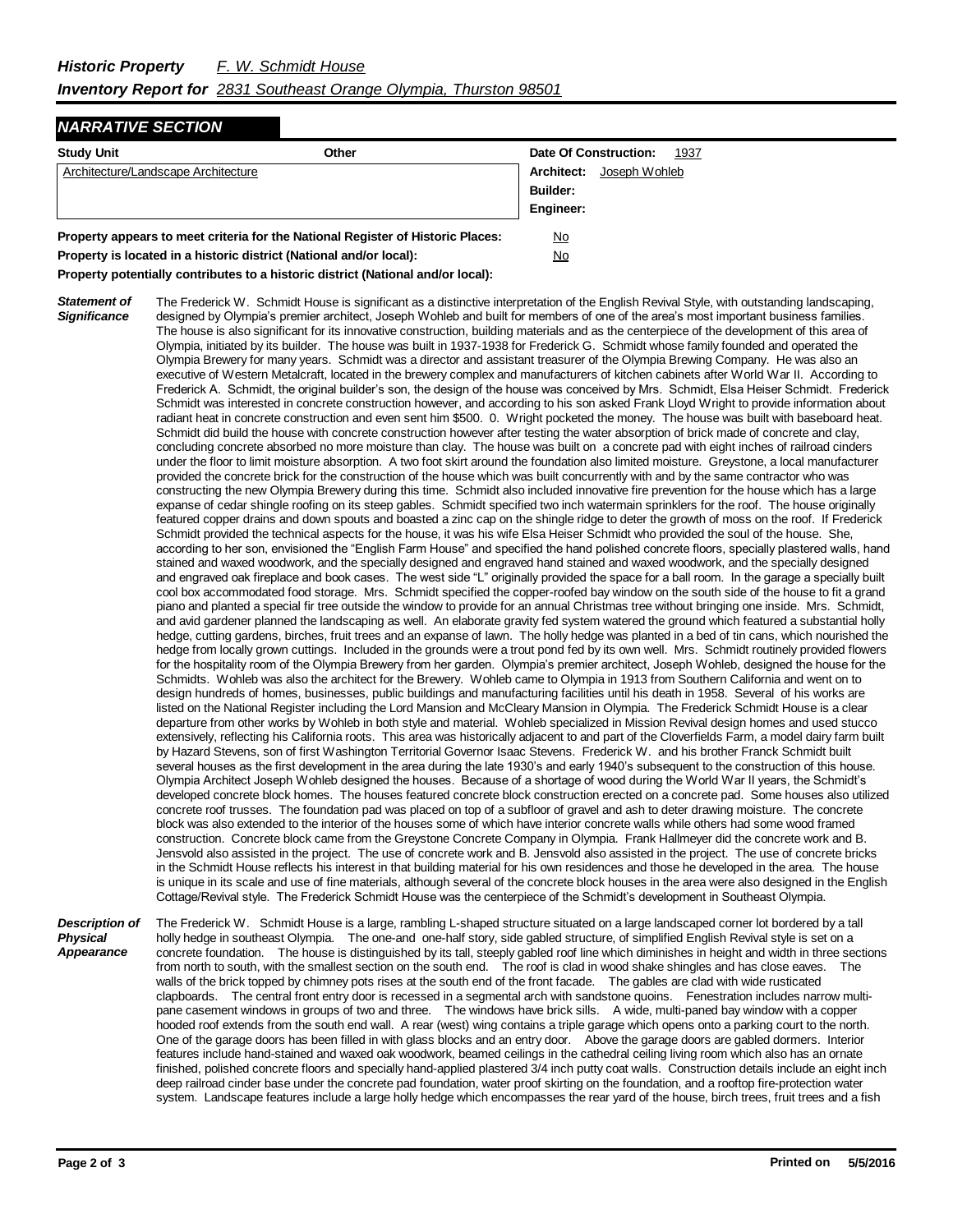***Historic Property*** *F. W. Schmidt House*

***Inventory Report for*** *2831 Southeast Orange Olympia, Thurston 98501*

## *NARRATIVE SECTION*

| Study Unit | Other | |
|---|---|---|
| Architecture/Landscape Architecture | | **Date Of Construction:** 1937<br>**Architect:** Joseph Wohleb<br>**Builder:**<br>**Engineer:** |

**Property appears to meet criteria for the National Register of Historic Places:** No

**Property is located in a historic district (National and/or local):** No

**Property potentially contributes to a historic district (National and/or local):**

***Statement of Significance***

The Frederick W. Schmidt House is significant as a distinctive interpretation of the English Revival Style, with outstanding landscaping, designed by Olympia's premier architect, Joseph Wohleb and built for members of one of the area's most important business families. The house is also significant for its innovative construction, building materials and as the centerpiece of the development of this area of Olympia, initiated by its builder. The house was built in 1937-1938 for Frederick G. Schmidt whose family founded and operated the Olympia Brewery for many years. Schmidt was a director and assistant treasurer of the Olympia Brewing Company. He was also an executive of Western Metalcraft, located in the brewery complex and manufacturers of kitchen cabinets after World War II. According to Frederick A. Schmidt, the original builder's son, the design of the house was conceived by Mrs. Schmidt, Elsa Heiser Schmidt. Frederick Schmidt was interested in concrete construction however, and according to his son asked Frank Lloyd Wright to provide information about radiant heat in concrete construction and even sent him $500. 0. Wright pocketed the money. The house was built with baseboard heat. Schmidt did build the house with concrete construction however after testing the water absorption of brick made of concrete and clay, concluding concrete absorbed no more moisture than clay. The house was built on a concrete pad with eight inches of railroad cinders under the floor to limit moisture absorption. A two foot skirt around the foundation also limited moisture. Greystone, a local manufacturer provided the concrete brick for the construction of the house which was built concurrently with and by the same contractor who was constructing the new Olympia Brewery during this time. Schmidt also included innovative fire prevention for the house which has a large expanse of cedar shingle roofing on its steep gables. Schmidt specified two inch watermain sprinklers for the roof. The house originally featured copper drains and down spouts and boasted a zinc cap on the shingle ridge to deter the growth of moss on the roof. If Frederick Schmidt provided the technical aspects for the house, it was his wife Elsa Heiser Schmidt who provided the soul of the house. She, according to her son, envisioned the "English Farm House" and specified the hand polished concrete floors, specially plastered walls, hand stained and waxed woodwork, and the specially designed and engraved hand stained and waxed woodwork, and the specially designed and engraved oak fireplace and book cases. The west side "L" originally provided the space for a ball room. In the garage a specially built cool box accommodated food storage. Mrs. Schmidt specified the copper-roofed bay window on the south side of the house to fit a grand piano and planted a special fir tree outside the window to provide for an annual Christmas tree without bringing one inside. Mrs. Schmidt, and avid gardener planned the landscaping as well. An elaborate gravity fed system watered the ground which featured a substantial holly hedge, cutting gardens, birches, fruit trees and an expanse of lawn. The holly hedge was planted in a bed of tin cans, which nourished the hedge from locally grown cuttings. Included in the grounds were a trout pond fed by its own well. Mrs. Schmidt routinely provided flowers for the hospitality room of the Olympia Brewery from her garden. Olympia's premier architect, Joseph Wohleb, designed the house for the Schmidts. Wohleb was also the architect for the Brewery. Wohleb came to Olympia in 1913 from Southern California and went on to design hundreds of homes, businesses, public buildings and manufacturing facilities until his death in 1958. Several of his works are listed on the National Register including the Lord Mansion and McCleary Mansion in Olympia. The Frederick Schmidt House is a clear departure from other works by Wohleb in both style and material. Wohleb specialized in Mission Revival design homes and used stucco extensively, reflecting his California roots. This area was historically adjacent to and part of the Cloverfields Farm, a model dairy farm built by Hazard Stevens, son of first Washington Territorial Governor Isaac Stevens. Frederick W. and his brother Franck Schmidt built several houses as the first development in the area during the late 1930's and early 1940's subsequent to the construction of this house. Olympia Architect Joseph Wohleb designed the houses. Because of a shortage of wood during the World War II years, the Schmidt's developed concrete block homes. The houses featured concrete block construction erected on a concrete pad. Some houses also utilized concrete roof trusses. The foundation pad was placed on top of a subfloor of gravel and ash to deter drawing moisture. The concrete block was also extended to the interior of the houses some of which have interior concrete walls while others had some wood framed construction. Concrete block came from the Greystone Concrete Company in Olympia. Frank Hallmeyer did the concrete work and B. Jensvold also assisted in the project. The use of concrete work and B. Jensvold also assisted in the project. The use of concrete bricks in the Schmidt House reflects his interest in that building material for his own residences and those he developed in the area. The house is unique in its scale and use of fine materials, although several of the concrete block houses in the area were also designed in the English Cottage/Revival style. The Frederick Schmidt House was the centerpiece of the Schmidt's development in Southeast Olympia.

***Description of Physical Appearance***

The Frederick W. Schmidt House is a large, rambling L-shaped structure situated on a large landscaped corner lot bordered by a tall holly hedge in southeast Olympia. The one-and one-half story, side gabled structure, of simplified English Revival style is set on a concrete foundation. The house is distinguished by its tall, steeply gabled roof line which diminishes in height and width in three sections from north to south, with the smallest section on the south end. The roof is clad in wood shake shingles and has close eaves. The walls of the brick topped by chimney pots rises at the south end of the front facade. The gables are clad with wide rusticated clapboards. The central front entry door is recessed in a segmental arch with sandstone quoins. Fenestration includes narrow multi-pane casement windows in groups of two and three. The windows have brick sills. A wide, multi-paned bay window with a copper hooded roof extends from the south end wall. A rear (west) wing contains a triple garage which opens onto a parking court to the north. One of the garage doors has been filled in with glass blocks and an entry door. Above the garage doors are gabled dormers. Interior features include hand-stained and waxed oak woodwork, beamed ceilings in the cathedral ceiling living room which also has an ornate finished, polished concrete floors and specially hand-applied plastered 3/4 inch putty coat walls. Construction details include an eight inch deep railroad cinder base under the concrete pad foundation, water proof skirting on the foundation, and a rooftop fire-protection water system. Landscape features include a large holly hedge which encompasses the rear yard of the house, birch trees, fruit trees and a fish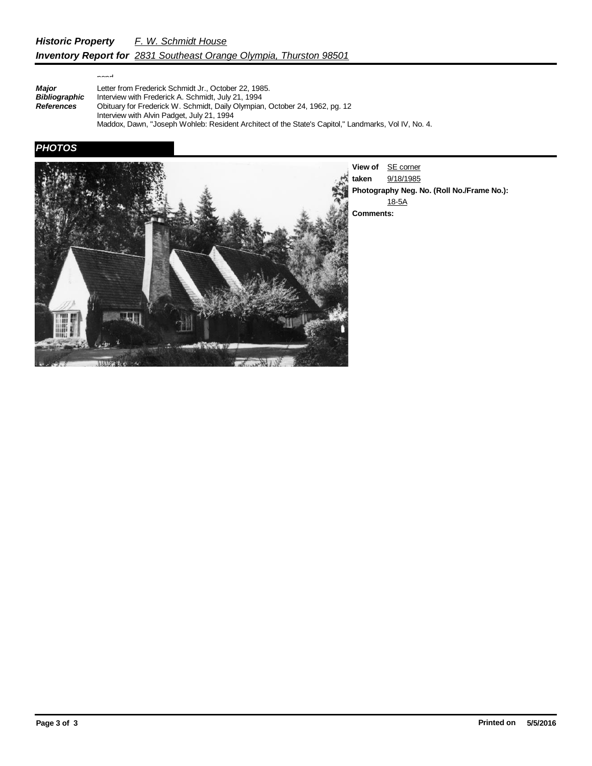pond

***Major Bibliographic References***

Letter from Frederick Schmidt Jr., October 22, 1985.
Interview with Frederick A. Schmidt, July 21, 1994
Obituary for Frederick W. Schmidt, Daily Olympian, October 24, 1962, pg. 12
Interview with Alvin Padget, July 21, 1994
Maddox, Dawn, "Joseph Wohleb: Resident Architect of the State's Capitol," Landmarks, Vol IV, No. 4.

## *PHOTOS*

**View of** SE corner
**taken** 9/18/1985
**Photography Neg. No. (Roll No./Frame No.):** 18-5A
**Comments:**